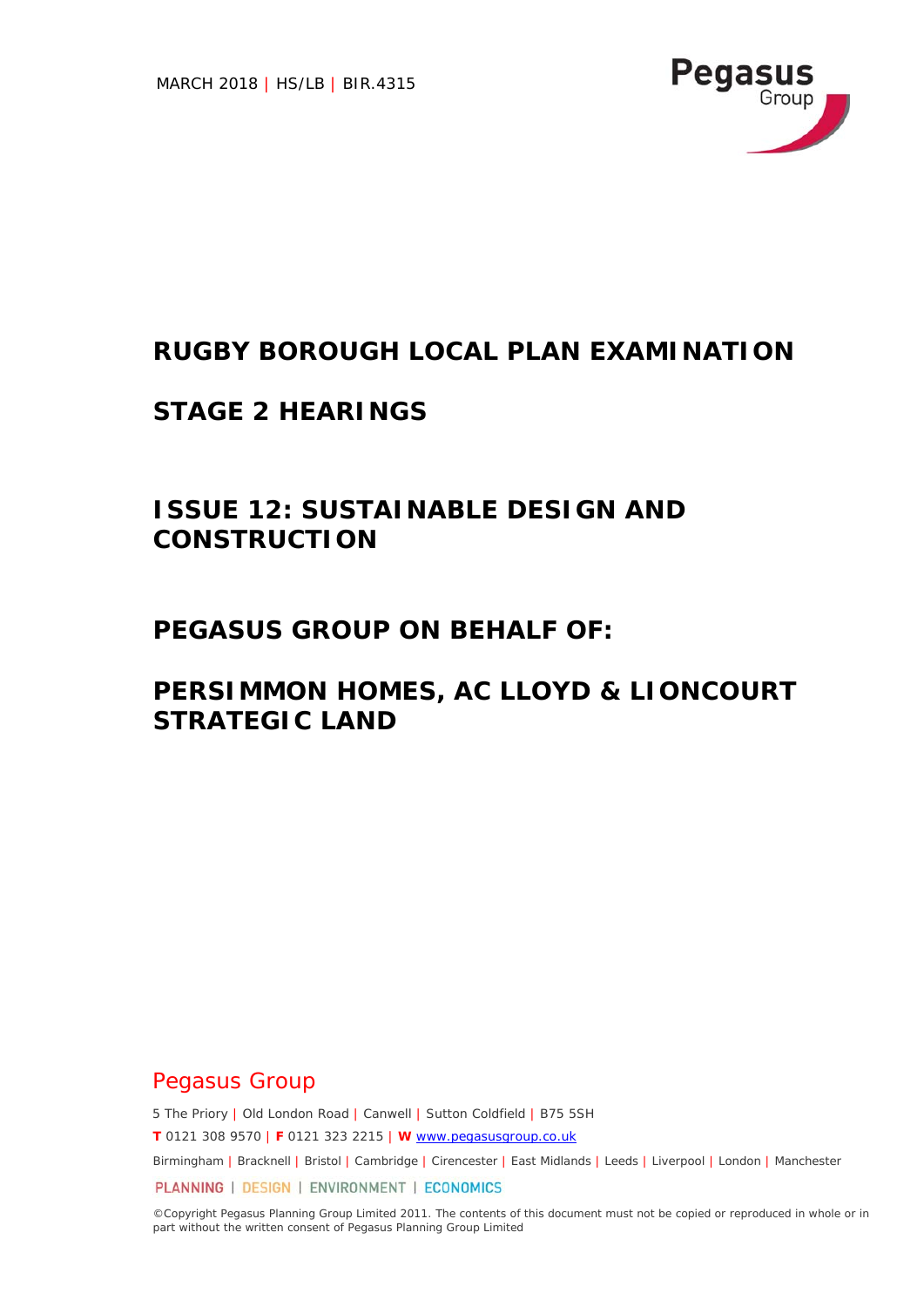MARCH 2018 | HS/LB | BIR.4315

Pegasus Group

# RUGBY BOROUGH LOCAL PLAN EXAMINATION

# STAGE 2 HEARINGS

## ISSUE 12: SUSTAINABLE DESIGN AND CONSTRUCTION

## PEGASUS GROUP ON BEHALF OF:

## PERSIMMON HOMES, AC LLOYD & LIONCOURT STRATEGIC LAND

Pegasus Group

5 The Priory | Old London Road | Canwell | Sutton Coldfield | B75 5SH

**T** 0121 308 9570 | **F** 0121 323 2215 | **W** www.pegasusgroup.co.uk

Birmingham | Bracknell | Bristol | Cambridge | Cirencester | East Midlands | Leeds | Liverpool | London | Manchester

PLANNING | DESIGN | ENVIRONMENT | ECONOMICS

©Copyright Pegasus Planning Group Limited 2011. The contents of this document must not be copied or reproduced in whole or in part without the written consent of Pegasus Planning Group Limited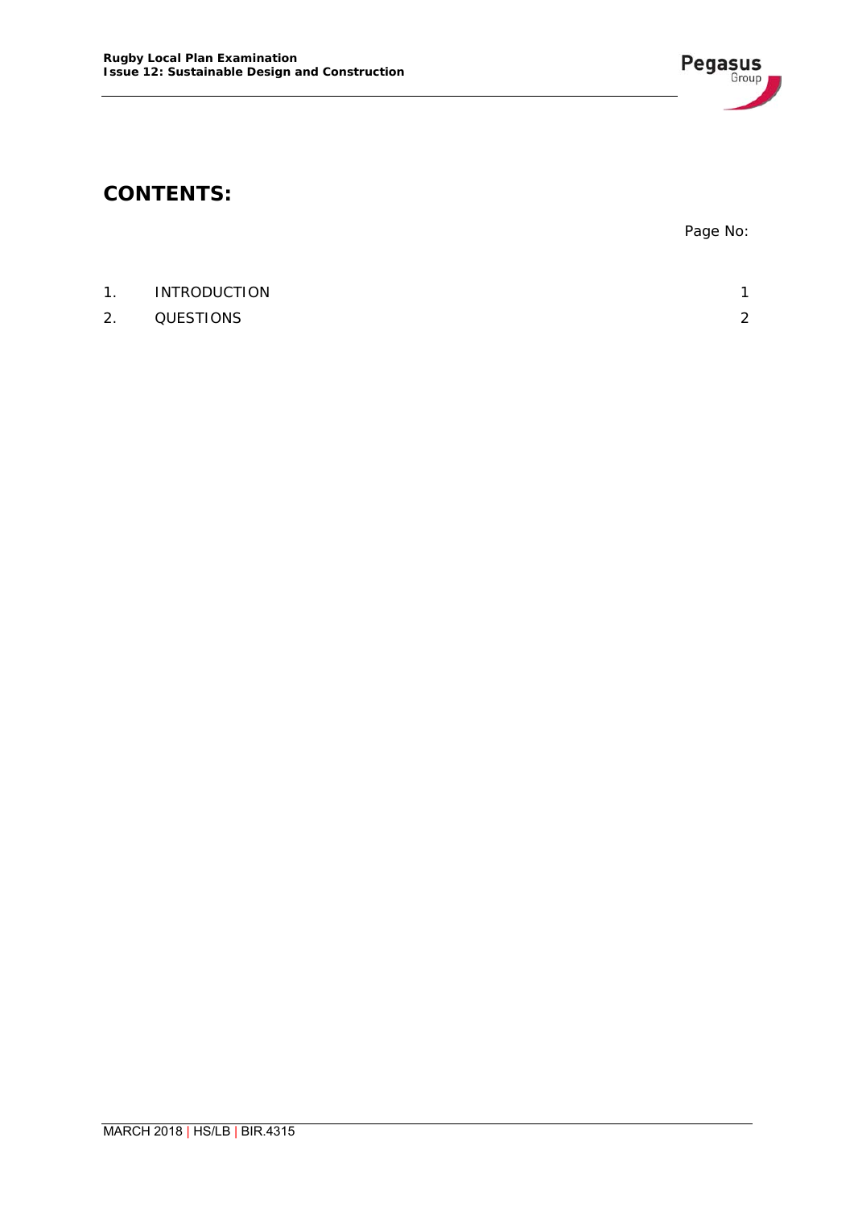# CONTENTS:

Page No:

| | | |
|---|---|---|
| 1. | INTRODUCTION | 1 |
| 2. | QUESTIONS | 2 |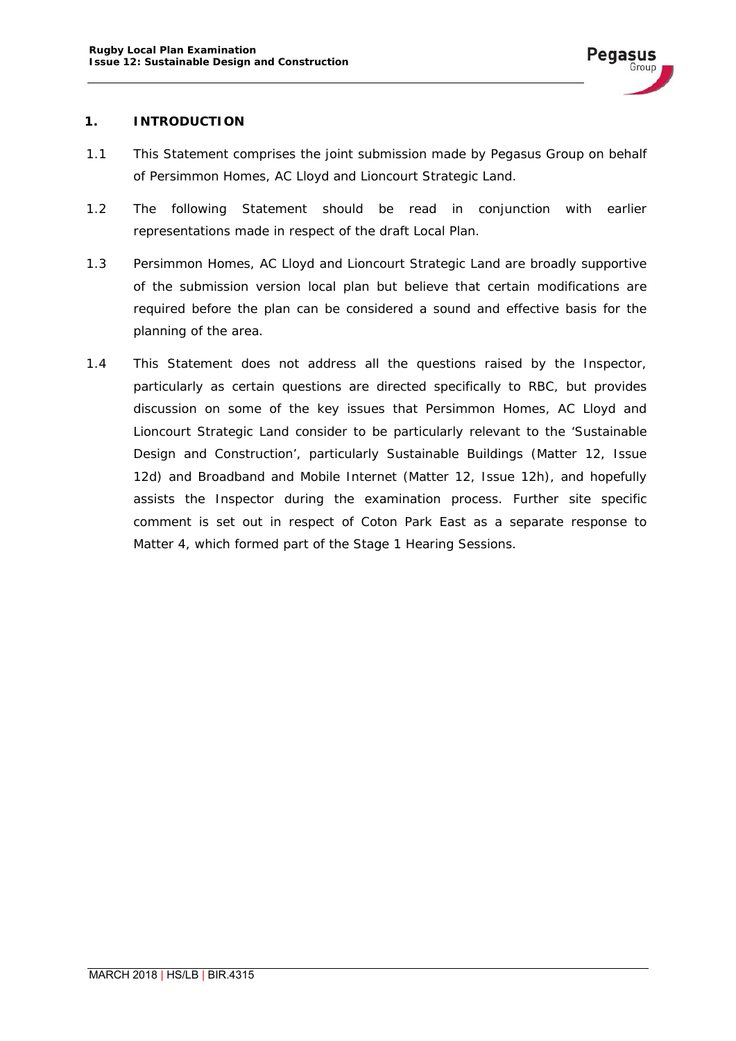## 1. INTRODUCTION

1.1 This Statement comprises the joint submission made by Pegasus Group on behalf of Persimmon Homes, AC Lloyd and Lioncourt Strategic Land.

1.2 The following Statement should be read in conjunction with earlier representations made in respect of the draft Local Plan.

1.3 Persimmon Homes, AC Lloyd and Lioncourt Strategic Land are broadly supportive of the submission version local plan but believe that certain modifications are required before the plan can be considered a sound and effective basis for the planning of the area.

1.4 This Statement does not address all the questions raised by the Inspector, particularly as certain questions are directed specifically to RBC, but provides discussion on some of the key issues that Persimmon Homes, AC Lloyd and Lioncourt Strategic Land consider to be particularly relevant to the 'Sustainable Design and Construction', particularly Sustainable Buildings (Matter 12, Issue 12d) and Broadband and Mobile Internet (Matter 12, Issue 12h), and hopefully assists the Inspector during the examination process. Further site specific comment is set out in respect of Coton Park East as a separate response to Matter 4, which formed part of the Stage 1 Hearing Sessions.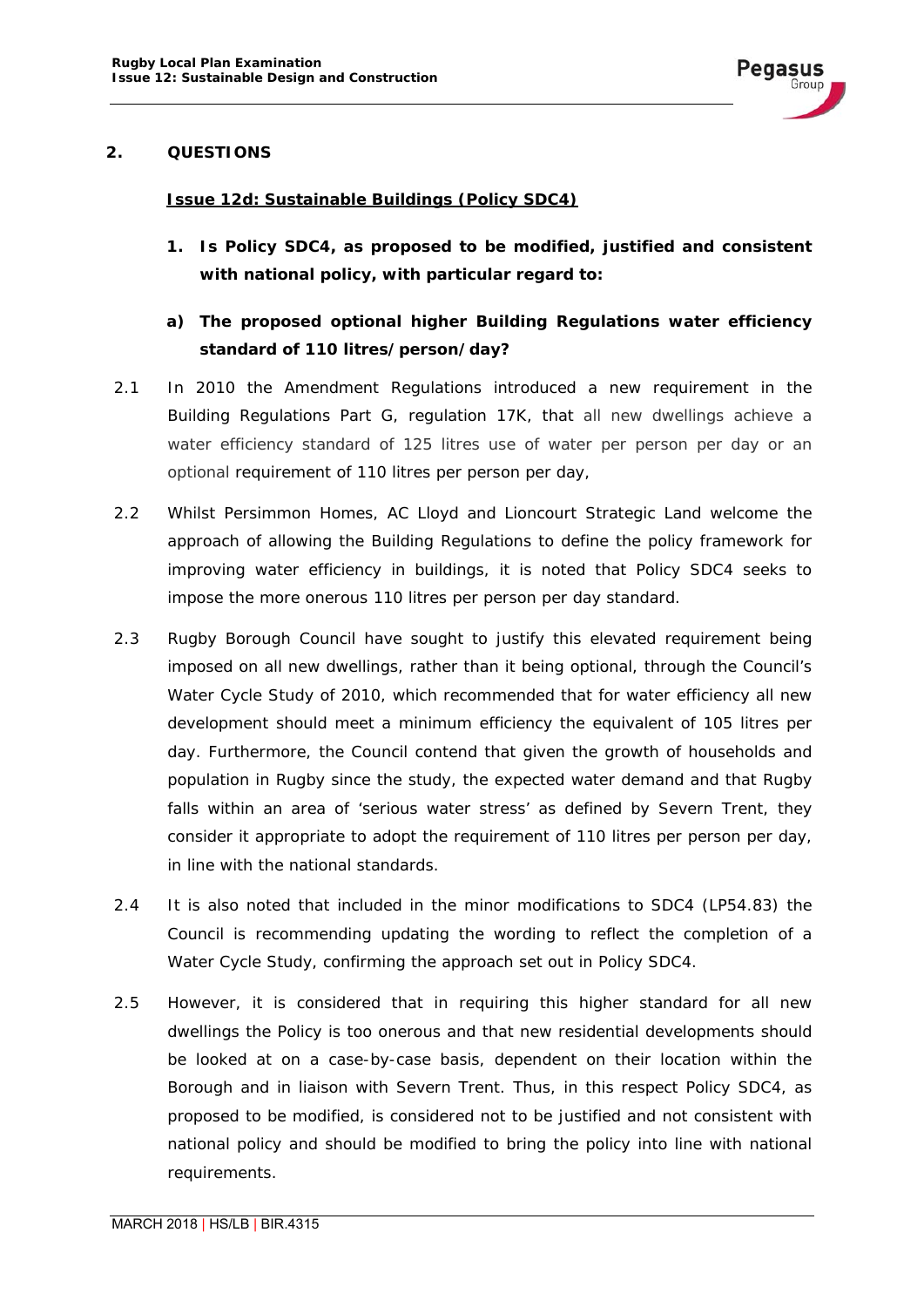## 2. QUESTIONS

### Issue 12d: Sustainable Buildings (Policy SDC4)

**1. Is Policy SDC4, as proposed to be modified, justified and consistent with national policy, with particular regard to:**

**a) The proposed optional higher Building Regulations water efficiency standard of 110 litres/person/day?**

2.1 In 2010 the Amendment Regulations introduced a new requirement in the Building Regulations Part G, regulation 17K, that all new dwellings achieve a water efficiency standard of 125 litres use of water per person per day or an optional requirement of 110 litres per person per day,

2.2 Whilst Persimmon Homes, AC Lloyd and Lioncourt Strategic Land welcome the approach of allowing the Building Regulations to define the policy framework for improving water efficiency in buildings, it is noted that Policy SDC4 seeks to impose the more onerous 110 litres per person per day standard.

2.3 Rugby Borough Council have sought to justify this elevated requirement being imposed on all new dwellings, rather than it being optional, through the Council's Water Cycle Study of 2010, which recommended that for water efficiency all new development should meet a minimum efficiency the equivalent of 105 litres per day. Furthermore, the Council contend that given the growth of households and population in Rugby since the study, the expected water demand and that Rugby falls within an area of 'serious water stress' as defined by Severn Trent, they consider it appropriate to adopt the requirement of 110 litres per person per day, in line with the national standards.

2.4 It is also noted that included in the minor modifications to SDC4 (LP54.83) the Council is recommending updating the wording to reflect the completion of a Water Cycle Study, confirming the approach set out in Policy SDC4.

2.5 However, it is considered that in requiring this higher standard for all new dwellings the Policy is too onerous and that new residential developments should be looked at on a case-by-case basis, dependent on their location within the Borough and in liaison with Severn Trent. Thus, in this respect Policy SDC4, as proposed to be modified, is considered not to be justified and not consistent with national policy and should be modified to bring the policy into line with national requirements.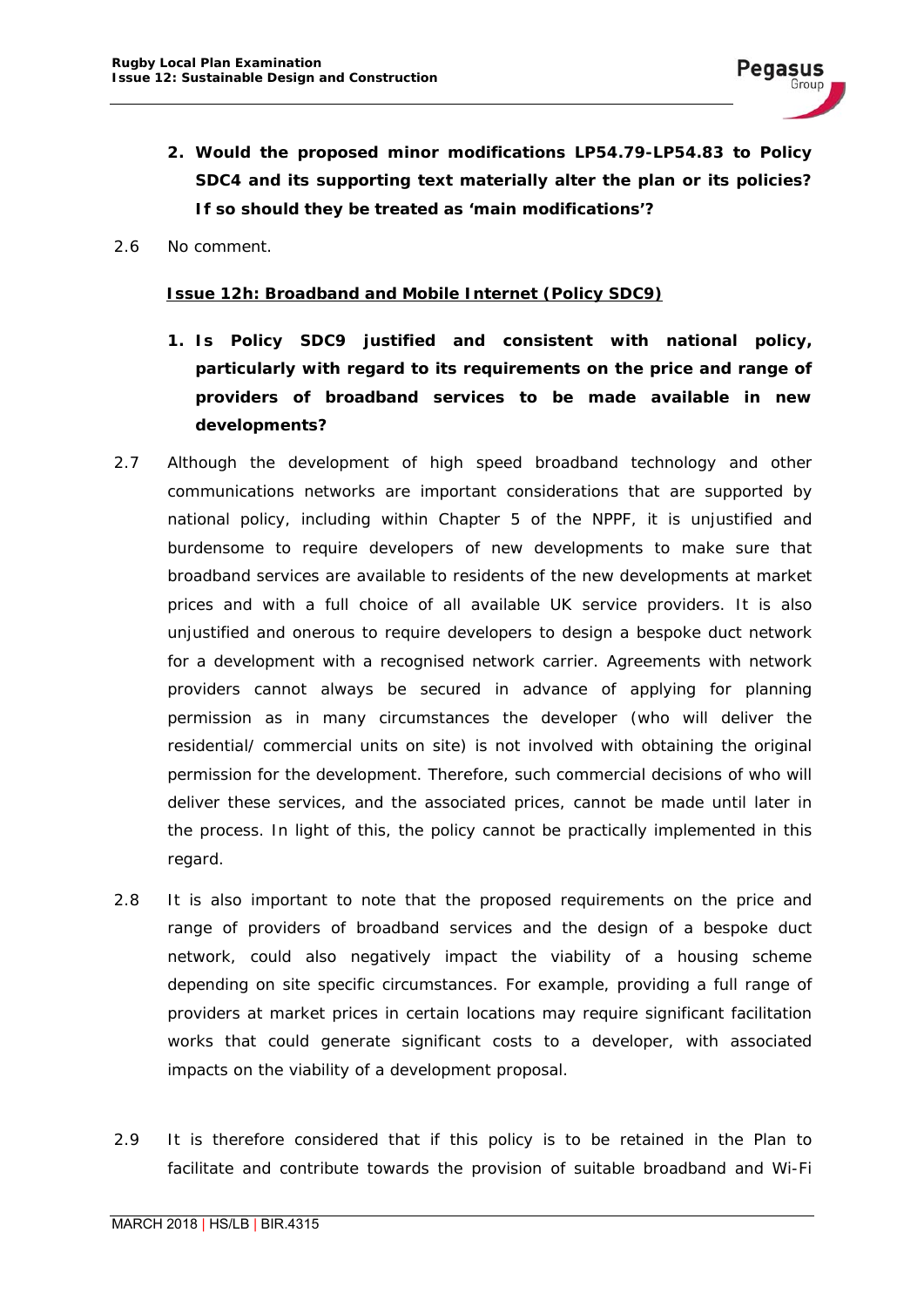**2. Would the proposed minor modifications LP54.79-LP54.83 to Policy SDC4 and its supporting text materially alter the plan or its policies? If so should they be treated as 'main modifications'?**

2.6 No comment.

**Issue 12h: Broadband and Mobile Internet (Policy SDC9)**

**1. Is Policy SDC9 justified and consistent with national policy, particularly with regard to its requirements on the price and range of providers of broadband services to be made available in new developments?**

2.7 Although the development of high speed broadband technology and other communications networks are important considerations that are supported by national policy, including within Chapter 5 of the NPPF, it is unjustified and burdensome to require developers of new developments to make sure that broadband services are available to residents of the new developments at market prices and with a full choice of all available UK service providers. It is also unjustified and onerous to require developers to design a bespoke duct network for a development with a recognised network carrier. Agreements with network providers cannot always be secured in advance of applying for planning permission as in many circumstances the developer (who will deliver the residential/ commercial units on site) is not involved with obtaining the original permission for the development. Therefore, such commercial decisions of who will deliver these services, and the associated prices, cannot be made until later in the process. In light of this, the policy cannot be practically implemented in this regard.

2.8 It is also important to note that the proposed requirements on the price and range of providers of broadband services and the design of a bespoke duct network, could also negatively impact the viability of a housing scheme depending on site specific circumstances. For example, providing a full range of providers at market prices in certain locations may require significant facilitation works that could generate significant costs to a developer, with associated impacts on the viability of a development proposal.

2.9 It is therefore considered that if this policy is to be retained in the Plan to facilitate and contribute towards the provision of suitable broadband and Wi-Fi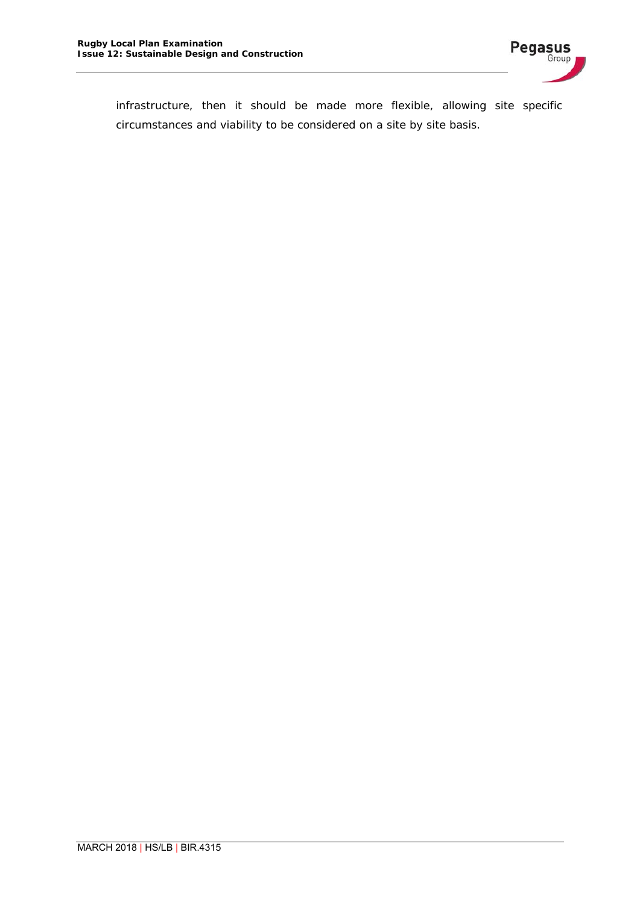infrastructure, then it should be made more flexible, allowing site specific circumstances and viability to be considered on a site by site basis.